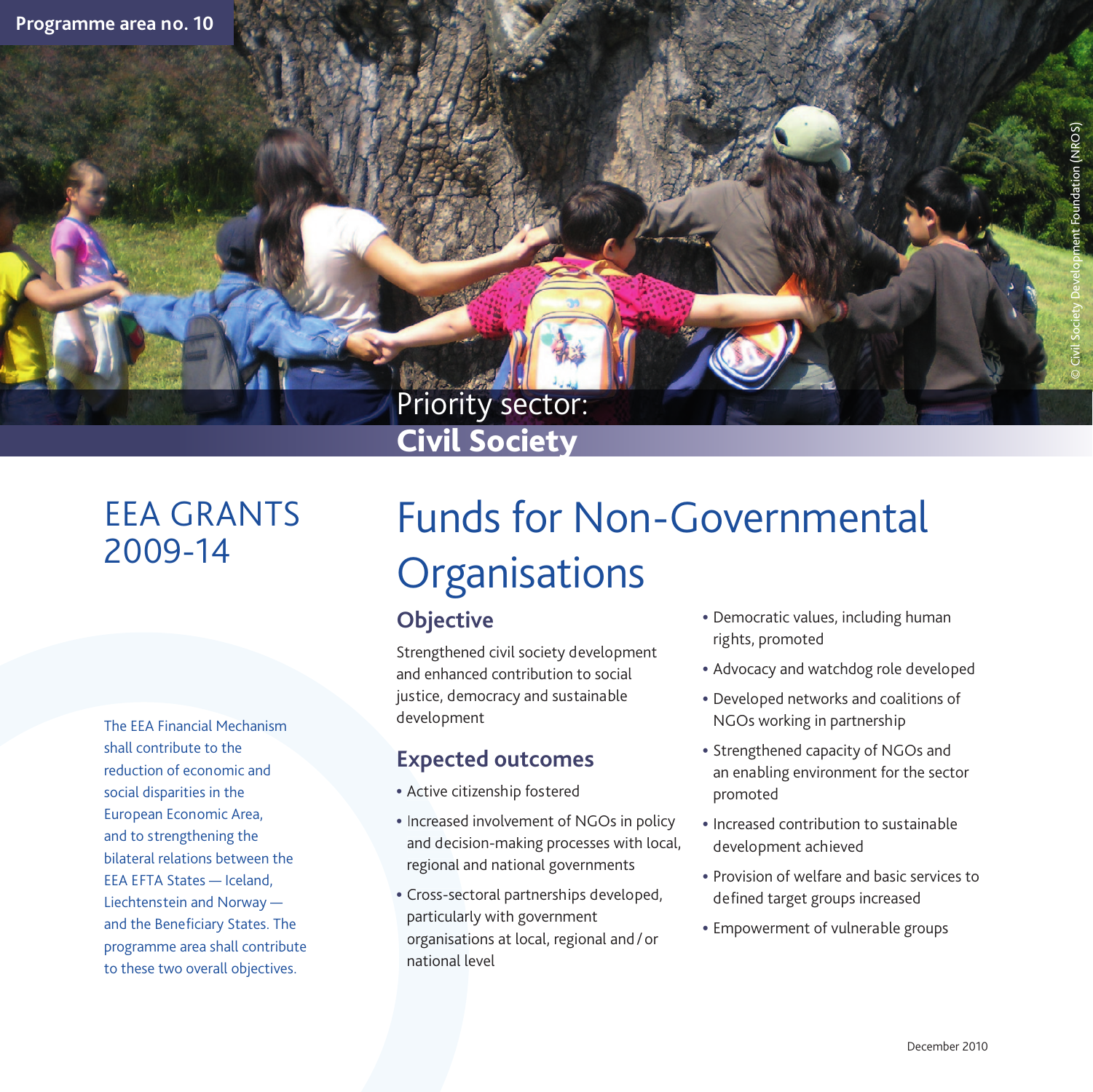Programme area no. 10

Priority sector:
**Civil Society**

© Civil Society Development Foundation (NROS)

# EEA GRANTS 2009-14

The EEA Financial Mechanism shall contribute to the reduction of economic and social disparities in the European Economic Area, and to strengthening the bilateral relations between the EEA EFTA States — Iceland, Liechtenstein and Norway — and the Beneficiary States. The programme area shall contribute to these two overall objectives.

# Funds for Non-Governmental Organisations

## Objective

Strengthened civil society development and enhanced contribution to social justice, democracy and sustainable development

## Expected outcomes

- Active citizenship fostered
- Increased involvement of NGOs in policy and decision-making processes with local, regional and national governments
- Cross-sectoral partnerships developed, particularly with government organisations at local, regional and/or national level
- Democratic values, including human rights, promoted
- Advocacy and watchdog role developed
- Developed networks and coalitions of NGOs working in partnership
- Strengthened capacity of NGOs and an enabling environment for the sector promoted
- Increased contribution to sustainable development achieved
- Provision of welfare and basic services to defined target groups increased
- Empowerment of vulnerable groups

December 2010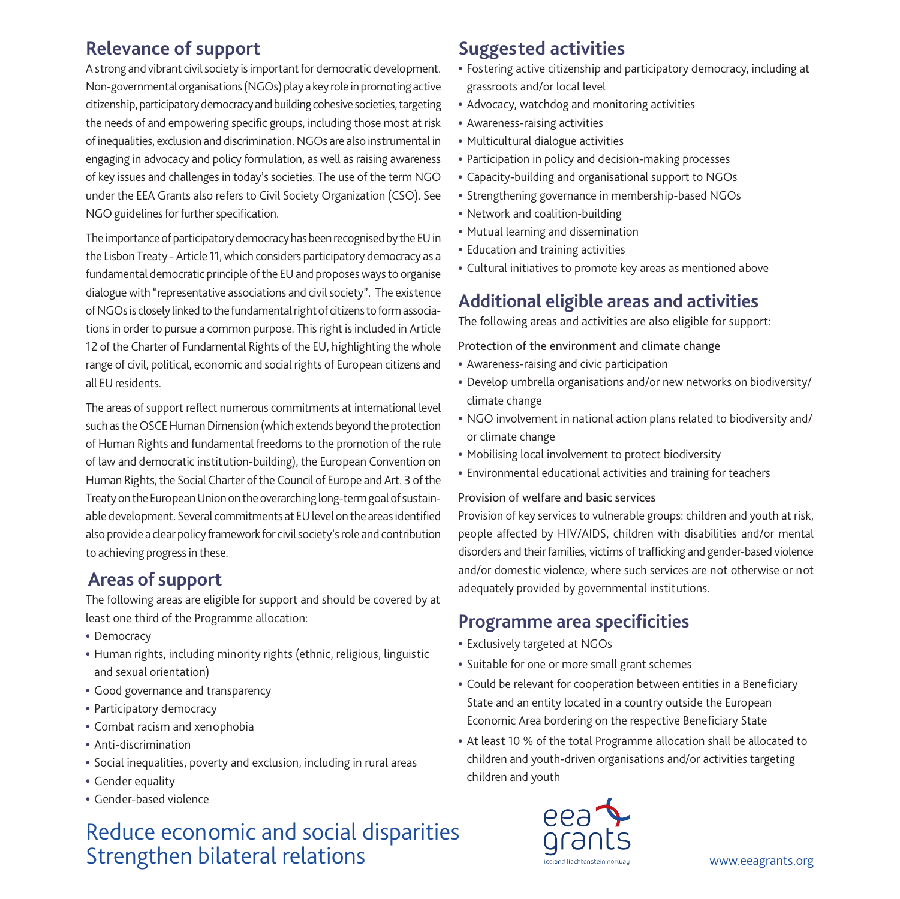## Relevance of support

A strong and vibrant civil society is important for democratic development. Non-governmental organisations (NGOs) play a key role in promoting active citizenship, participatory democracy and building cohesive societies, targeting the needs of and empowering specific groups, including those most at risk of inequalities, exclusion and discrimination. NGOs are also instrumental in engaging in advocacy and policy formulation, as well as raising awareness of key issues and challenges in today's societies. The use of the term NGO under the EEA Grants also refers to Civil Society Organization (CSO). See NGO guidelines for further specification.

The importance of participatory democracy has been recognised by the EU in the Lisbon Treaty - Article 11, which considers participatory democracy as a fundamental democratic principle of the EU and proposes ways to organise dialogue with "representative associations and civil society". The existence of NGOs is closely linked to the fundamental right of citizens to form associations in order to pursue a common purpose. This right is included in Article 12 of the Charter of Fundamental Rights of the EU, highlighting the whole range of civil, political, economic and social rights of European citizens and all EU residents.

The areas of support reflect numerous commitments at international level such as the OSCE Human Dimension (which extends beyond the protection of Human Rights and fundamental freedoms to the promotion of the rule of law and democratic institution-building), the European Convention on Human Rights, the Social Charter of the Council of Europe and Art. 3 of the Treaty on the European Union on the overarching long-term goal of sustainable development. Several commitments at EU level on the areas identified also provide a clear policy framework for civil society's role and contribution to achieving progress in these.

## Areas of support

The following areas are eligible for support and should be covered by at least one third of the Programme allocation:

- Democracy
- Human rights, including minority rights (ethnic, religious, linguistic and sexual orientation)
- Good governance and transparency
- Participatory democracy
- Combat racism and xenophobia
- Anti-discrimination
- Social inequalities, poverty and exclusion, including in rural areas
- Gender equality
- Gender-based violence

## Suggested activities

- Fostering active citizenship and participatory democracy, including at grassroots and/or local level
- Advocacy, watchdog and monitoring activities
- Awareness-raising activities
- Multicultural dialogue activities
- Participation in policy and decision-making processes
- Capacity-building and organisational support to NGOs
- Strengthening governance in membership-based NGOs
- Network and coalition-building
- Mutual learning and dissemination
- Education and training activities
- Cultural initiatives to promote key areas as mentioned above

## Additional eligible areas and activities

The following areas and activities are also eligible for support:

Protection of the environment and climate change

- Awareness-raising and civic participation
- Develop umbrella organisations and/or new networks on biodiversity/ climate change
- NGO involvement in national action plans related to biodiversity and/ or climate change
- Mobilising local involvement to protect biodiversity
- Environmental educational activities and training for teachers

Provision of welfare and basic services

Provision of key services to vulnerable groups: children and youth at risk, people affected by HIV/AIDS, children with disabilities and/or mental disorders and their families, victims of trafficking and gender-based violence and/or domestic violence, where such services are not otherwise or not adequately provided by governmental institutions.

## Programme area specificities

- Exclusively targeted at NGOs
- Suitable for one or more small grant schemes
- Could be relevant for cooperation between entities in a Beneficiary State and an entity located in a country outside the European Economic Area bordering on the respective Beneficiary State
- At least 10 % of the total Programme allocation shall be allocated to children and youth-driven organisations and/or activities targeting children and youth

Reduce economic and social disparities
Strengthen bilateral relations

eea grants
iceland liechtenstein norway

www.eeagrants.org